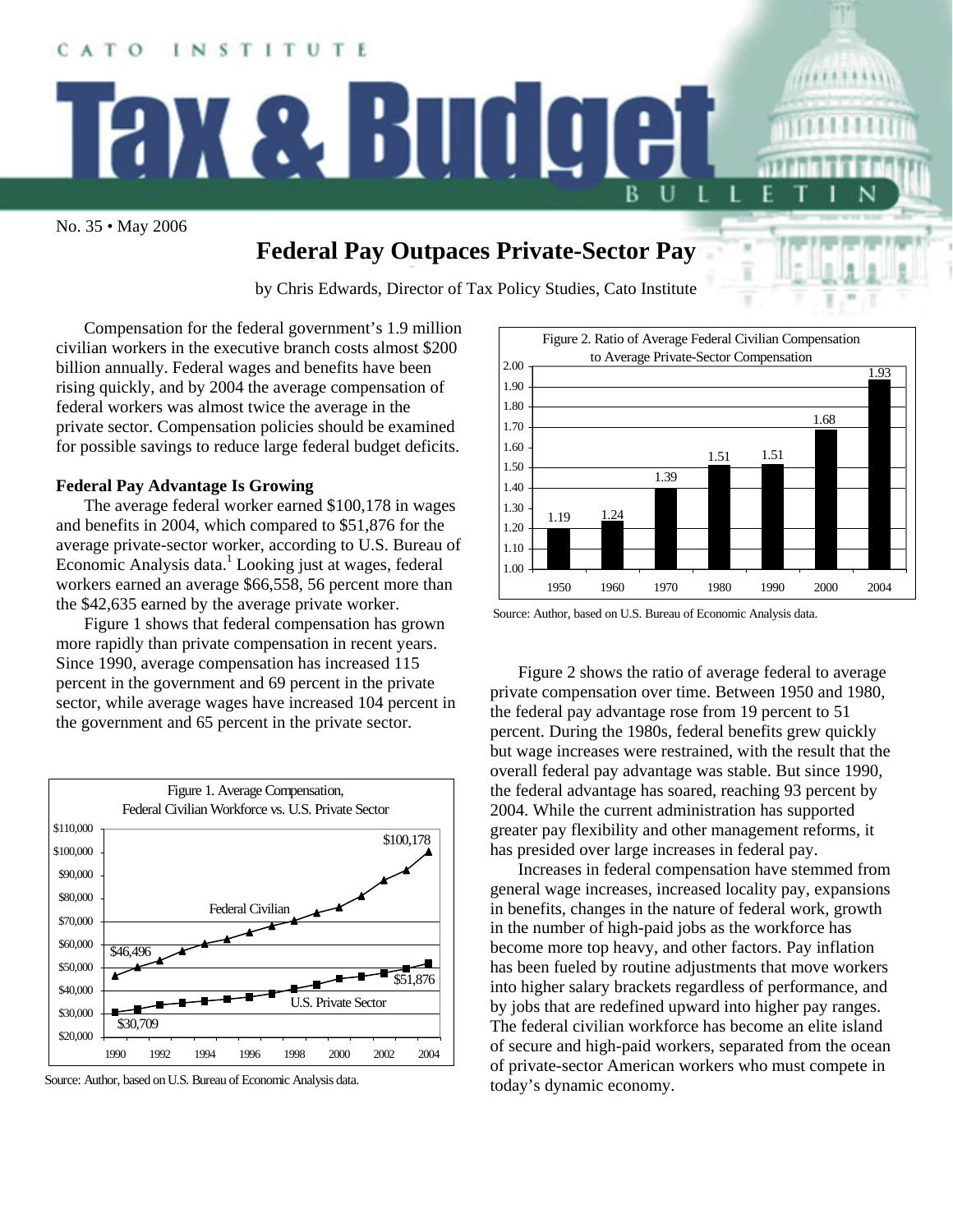CATO INSTITUTE

# Tax & Budget Bulletin

No. 35 • May 2006

## Federal Pay Outpaces Private-Sector Pay

by Chris Edwards, Director of Tax Policy Studies, Cato Institute

Compensation for the federal government's 1.9 million civilian workers in the executive branch costs almost $200 billion annually. Federal wages and benefits have been rising quickly, and by 2004 the average compensation of federal workers was almost twice the average in the private sector. Compensation policies should be examined for possible savings to reduce large federal budget deficits.

### Federal Pay Advantage Is Growing

The average federal worker earned $100,178 in wages and benefits in 2004, which compared to $51,876 for the average private-sector worker, according to U.S. Bureau of Economic Analysis data.[1] Looking just at wages, federal workers earned an average $66,558, 56 percent more than the $42,635 earned by the average private worker.

Figure 1 shows that federal compensation has grown more rapidly than private compensation in recent years. Since 1990, average compensation has increased 115 percent in the government and 69 percent in the private sector, while average wages have increased 104 percent in the government and 65 percent in the private sector.

Figure 1. Average Compensation, Federal Civilian Workforce vs. U.S. Private Sector

| Series | 1990 | 2004 |
|---|---|---|
| Federal Civilian | $46,496 | $100,178 |
| U.S. Private Sector | $30,709 | $51,876 |

Source: Author, based on U.S. Bureau of Economic Analysis data.

Figure 2. Ratio of Average Federal Civilian Compensation to Average Private-Sector Compensation

| Year | 1950 | 1960 | 1970 | 1980 | 1990 | 2000 | 2004 |
|---|---|---|---|---|---|---|---|
| Ratio | 1.19 | 1.24 | 1.39 | 1.51 | 1.51 | 1.68 | 1.93 |

Source: Author, based on U.S. Bureau of Economic Analysis data.

Figure 2 shows the ratio of average federal to average private compensation over time. Between 1950 and 1980, the federal pay advantage rose from 19 percent to 51 percent. During the 1980s, federal benefits grew quickly but wage increases were restrained, with the result that the overall federal pay advantage was stable. But since 1990, the federal advantage has soared, reaching 93 percent by 2004. While the current administration has supported greater pay flexibility and other management reforms, it has presided over large increases in federal pay.

Increases in federal compensation have stemmed from general wage increases, increased locality pay, expansions in benefits, changes in the nature of federal work, growth in the number of high-paid jobs as the workforce has become more top heavy, and other factors. Pay inflation has been fueled by routine adjustments that move workers into higher salary brackets regardless of performance, and by jobs that are redefined upward into higher pay ranges. The federal civilian workforce has become an elite island of secure and high-paid workers, separated from the ocean of private-sector American workers who must compete in today's dynamic economy.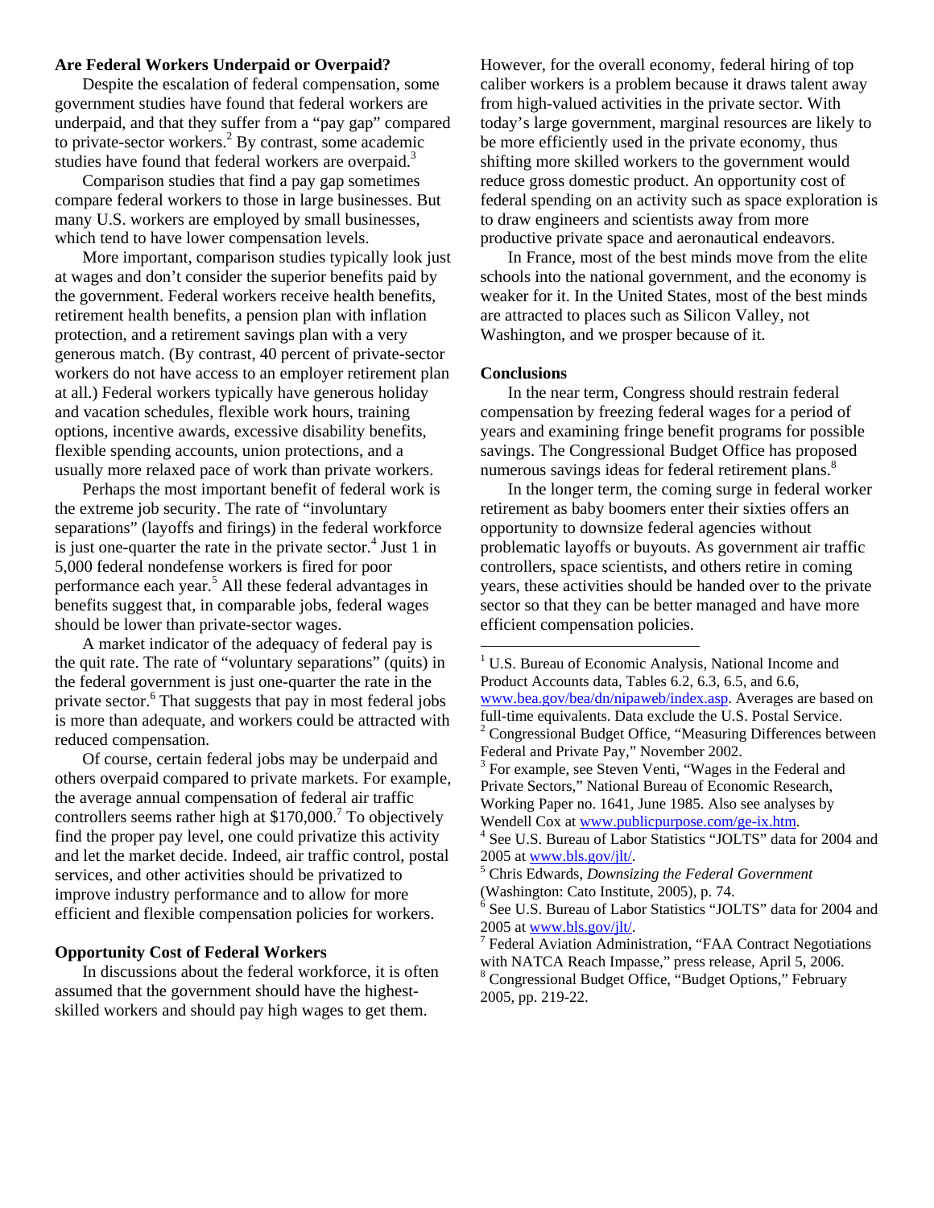## Are Federal Workers Underpaid or Overpaid?

Despite the escalation of federal compensation, some government studies have found that federal workers are underpaid, and that they suffer from a "pay gap" compared to private-sector workers.[2] By contrast, some academic studies have found that federal workers are overpaid.[3]

Comparison studies that find a pay gap sometimes compare federal workers to those in large businesses. But many U.S. workers are employed by small businesses, which tend to have lower compensation levels.

More important, comparison studies typically look just at wages and don't consider the superior benefits paid by the government. Federal workers receive health benefits, retirement health benefits, a pension plan with inflation protection, and a retirement savings plan with a very generous match. (By contrast, 40 percent of private-sector workers do not have access to an employer retirement plan at all.) Federal workers typically have generous holiday and vacation schedules, flexible work hours, training options, incentive awards, excessive disability benefits, flexible spending accounts, union protections, and a usually more relaxed pace of work than private workers.

Perhaps the most important benefit of federal work is the extreme job security. The rate of "involuntary separations" (layoffs and firings) in the federal workforce is just one-quarter the rate in the private sector.[4] Just 1 in 5,000 federal nondefense workers is fired for poor performance each year.[5] All these federal advantages in benefits suggest that, in comparable jobs, federal wages should be lower than private-sector wages.

A market indicator of the adequacy of federal pay is the quit rate. The rate of "voluntary separations" (quits) in the federal government is just one-quarter the rate in the private sector.[6] That suggests that pay in most federal jobs is more than adequate, and workers could be attracted with reduced compensation.

Of course, certain federal jobs may be underpaid and others overpaid compared to private markets. For example, the average annual compensation of federal air traffic controllers seems rather high at $170,000.[7] To objectively find the proper pay level, one could privatize this activity and let the market decide. Indeed, air traffic control, postal services, and other activities should be privatized to improve industry performance and to allow for more efficient and flexible compensation policies for workers.

## Opportunity Cost of Federal Workers

In discussions about the federal workforce, it is often assumed that the government should have the highest-skilled workers and should pay high wages to get them. However, for the overall economy, federal hiring of top caliber workers is a problem because it draws talent away from high-valued activities in the private sector. With today's large government, marginal resources are likely to be more efficiently used in the private economy, thus shifting more skilled workers to the government would reduce gross domestic product. An opportunity cost of federal spending on an activity such as space exploration is to draw engineers and scientists away from more productive private space and aeronautical endeavors.

In France, most of the best minds move from the elite schools into the national government, and the economy is weaker for it. In the United States, most of the best minds are attracted to places such as Silicon Valley, not Washington, and we prosper because of it.

## Conclusions

In the near term, Congress should restrain federal compensation by freezing federal wages for a period of years and examining fringe benefit programs for possible savings. The Congressional Budget Office has proposed numerous savings ideas for federal retirement plans.[8]

In the longer term, the coming surge in federal worker retirement as baby boomers enter their sixties offers an opportunity to downsize federal agencies without problematic layoffs or buyouts. As government air traffic controllers, space scientists, and others retire in coming years, these activities should be handed over to the private sector so that they can be better managed and have more efficient compensation policies.

---

[1] U.S. Bureau of Economic Analysis, National Income and Product Accounts data, Tables 6.2, 6.3, 6.5, and 6.6, www.bea.gov/bea/dn/nipaweb/index.asp. Averages are based on full-time equivalents. Data exclude the U.S. Postal Service.

[2] Congressional Budget Office, "Measuring Differences between Federal and Private Pay," November 2002.

[3] For example, see Steven Venti, "Wages in the Federal and Private Sectors," National Bureau of Economic Research, Working Paper no. 1641, June 1985. Also see analyses by Wendell Cox at www.publicpurpose.com/ge-ix.htm.

[4] See U.S. Bureau of Labor Statistics "JOLTS" data for 2004 and 2005 at www.bls.gov/jlt/.

[5] Chris Edwards, *Downsizing the Federal Government* (Washington: Cato Institute, 2005), p. 74.

[6] See U.S. Bureau of Labor Statistics "JOLTS" data for 2004 and 2005 at www.bls.gov/jlt/.

[7] Federal Aviation Administration, "FAA Contract Negotiations with NATCA Reach Impasse," press release, April 5, 2006.

[8] Congressional Budget Office, "Budget Options," February 2005, pp. 219-22.